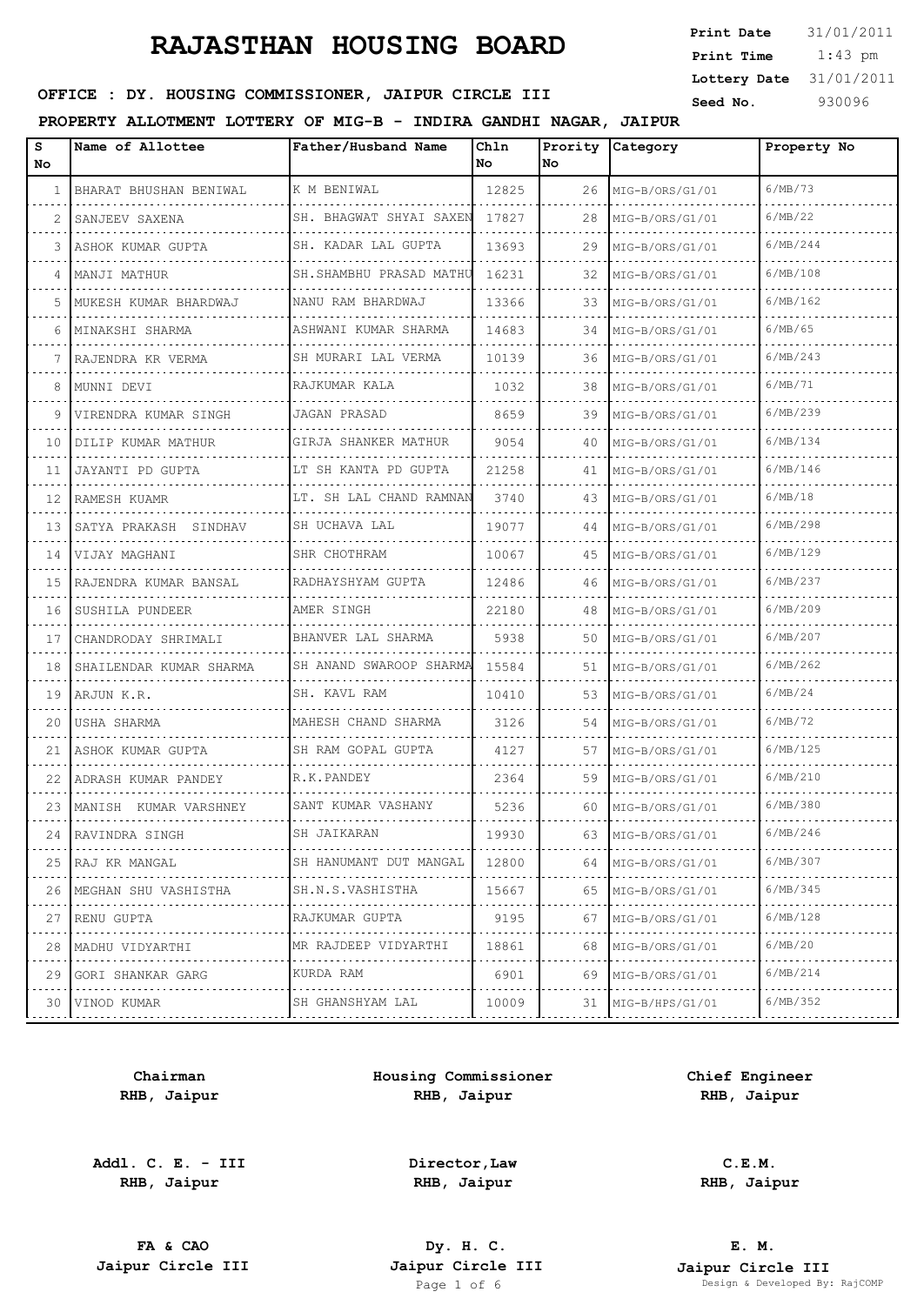# RAJASTHAN HOUSING BOARD

**Print Date** 31/01/2011
**Print Time** 1:43 pm
**Lottery Date** 31/01/2011
**Seed No.** 930096

**OFFICE : DY. HOUSING COMMISSIONER, JAIPUR CIRCLE III**

**PROPERTY ALLOTMENT LOTTERY OF MIG-B - INDIRA GANDHI NAGAR, JAIPUR**

| S No | Name of Allottee | Father/Husband Name | Chln No | Prority No | Category | Property No |
|---|---|---|---|---|---|---|
| 1 | BHARAT BHUSHAN BENIWAL | K M BENIWAL | 12825 | 26 | MIG-B/ORS/G1/01 | 6/MB/73 |
| 2 | SANJEEV SAXENA | SH. BHAGWAT SHYAI SAXEN | 17827 | 28 | MIG-B/ORS/G1/01 | 6/MB/22 |
| 3 | ASHOK KUMAR GUPTA | SH. KADAR LAL GUPTA | 13693 | 29 | MIG-B/ORS/G1/01 | 6/MB/244 |
| 4 | MANJI MATHUR | SH.SHAMBHU PRASAD MATHU | 16231 | 32 | MIG-B/ORS/G1/01 | 6/MB/108 |
| 5 | MUKESH KUMAR BHARDWAJ | NANU RAM BHARDWAJ | 13366 | 33 | MIG-B/ORS/G1/01 | 6/MB/162 |
| 6 | MINAKSHI SHARMA | ASHWANI KUMAR SHARMA | 14683 | 34 | MIG-B/ORS/G1/01 | 6/MB/65 |
| 7 | RAJENDRA KR VERMA | SH MURARI LAL VERMA | 10139 | 36 | MIG-B/ORS/G1/01 | 6/MB/243 |
| 8 | MUNNI DEVI | RAJKUMAR KALA | 1032 | 38 | MIG-B/ORS/G1/01 | 6/MB/71 |
| 9 | VIRENDRA KUMAR SINGH | JAGAN PRASAD | 8659 | 39 | MIG-B/ORS/G1/01 | 6/MB/239 |
| 10 | DILIP KUMAR MATHUR | GIRJA SHANKER MATHUR | 9054 | 40 | MIG-B/ORS/G1/01 | 6/MB/134 |
| 11 | JAYANTI PD GUPTA | LT SH KANTA PD GUPTA | 21258 | 41 | MIG-B/ORS/G1/01 | 6/MB/146 |
| 12 | RAMESH KUAMR | LT. SH LAL CHAND RAMNAN | 3740 | 43 | MIG-B/ORS/G1/01 | 6/MB/18 |
| 13 | SATYA PRAKASH SINDHAV | SH UCHAVA LAL | 19077 | 44 | MIG-B/ORS/G1/01 | 6/MB/298 |
| 14 | VIJAY MAGHANI | SHR CHOTHRAM | 10067 | 45 | MIG-B/ORS/G1/01 | 6/MB/129 |
| 15 | RAJENDRA KUMAR BANSAL | RADHAYSHYAM GUPTA | 12486 | 46 | MIG-B/ORS/G1/01 | 6/MB/237 |
| 16 | SUSHILA PUNDEER | AMER SINGH | 22180 | 48 | MIG-B/ORS/G1/01 | 6/MB/209 |
| 17 | CHANDRODAY SHRIMALI | BHANVER LAL SHARMA | 5938 | 50 | MIG-B/ORS/G1/01 | 6/MB/207 |
| 18 | SHAILENDAR KUMAR SHARMA | SH ANAND SWAROOP SHARMA | 15584 | 51 | MIG-B/ORS/G1/01 | 6/MB/262 |
| 19 | ARJUN K.R. | SH. KAVL RAM | 10410 | 53 | MIG-B/ORS/G1/01 | 6/MB/24 |
| 20 | USHA SHARMA | MAHESH CHAND SHARMA | 3126 | 54 | MIG-B/ORS/G1/01 | 6/MB/72 |
| 21 | ASHOK KUMAR GUPTA | SH RAM GOPAL GUPTA | 4127 | 57 | MIG-B/ORS/G1/01 | 6/MB/125 |
| 22 | ADRASH KUMAR PANDEY | R.K.PANDEY | 2364 | 59 | MIG-B/ORS/G1/01 | 6/MB/210 |
| 23 | MANISH KUMAR VARSHNEY | SANT KUMAR VASHANY | 5236 | 60 | MIG-B/ORS/G1/01 | 6/MB/380 |
| 24 | RAVINDRA SINGH | SH JAIKARAN | 19930 | 63 | MIG-B/ORS/G1/01 | 6/MB/246 |
| 25 | RAJ KR MANGAL | SH HANUMANT DUT MANGAL | 12800 | 64 | MIG-B/ORS/G1/01 | 6/MB/307 |
| 26 | MEGHAN SHU VASHISTHA | SH.N.S.VASHISTHA | 15667 | 65 | MIG-B/ORS/G1/01 | 6/MB/345 |
| 27 | RENU GUPTA | RAJKUMAR GUPTA | 9195 | 67 | MIG-B/ORS/G1/01 | 6/MB/128 |
| 28 | MADHU VIDYARTHI | MR RAJDEEP VIDYARTHI | 18861 | 68 | MIG-B/ORS/G1/01 | 6/MB/20 |
| 29 | GORI SHANKAR GARG | KURDA RAM | 6901 | 69 | MIG-B/ORS/G1/01 | 6/MB/214 |
| 30 | VINOD KUMAR | SH GHANSHYAM LAL | 10009 | 31 | MIG-B/HPS/G1/01 | 6/MB/352 |

**Chairman**
**RHB, Jaipur**

**Housing Commissioner**
**RHB, Jaipur**

**Chief Engineer**
**RHB, Jaipur**

**Addl. C. E. - III**
**RHB, Jaipur**

**Director,Law**
**RHB, Jaipur**

**C.E.M.**
**RHB, Jaipur**

**FA & CAO**
**Jaipur Circle III**

**Dy. H. C.**
**Jaipur Circle III**

**E. M.**
**Jaipur Circle III**

Design & Developed By: RajCOMP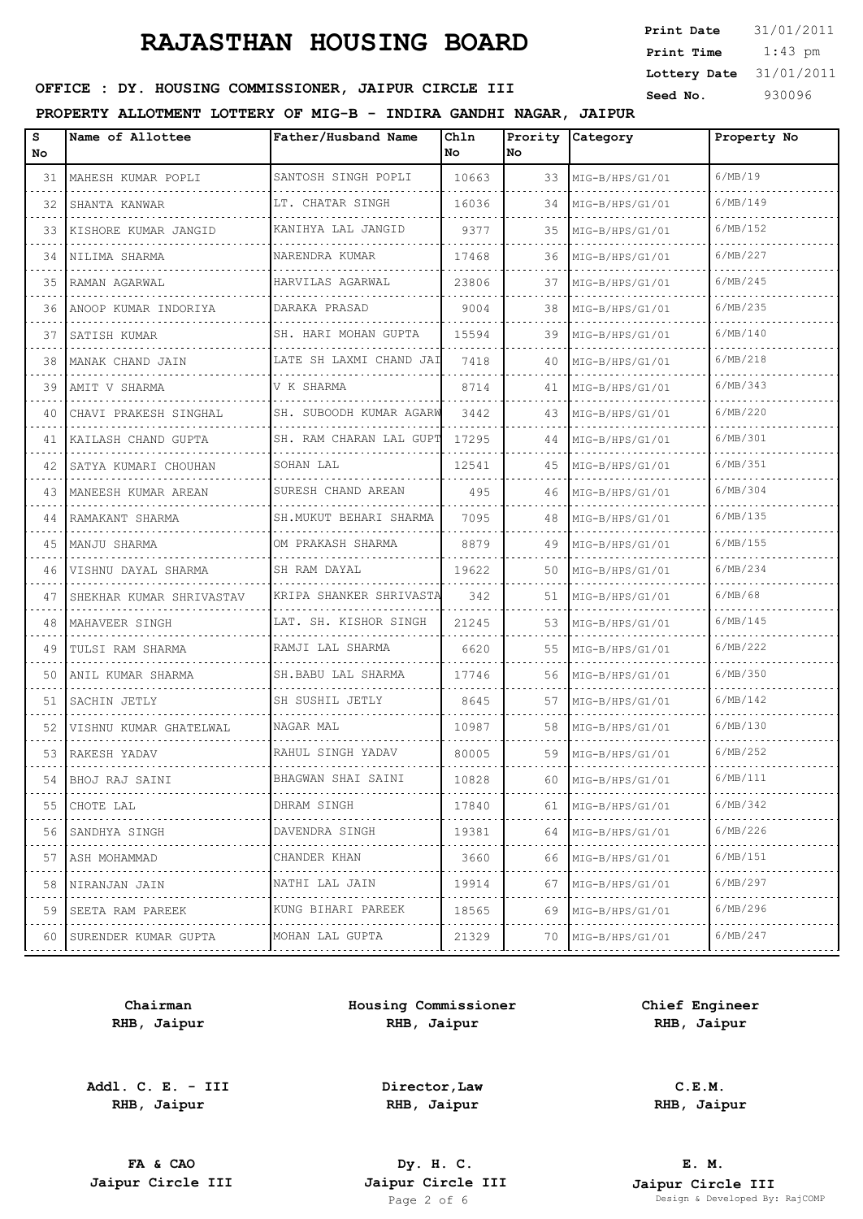# RAJASTHAN HOUSING BOARD

**Print Date** 31/01/2011
**Print Time** 1:43 pm
**Lottery Date** 31/01/2011
**Seed No.** 930096

**OFFICE : DY. HOUSING COMMISSIONER, JAIPUR CIRCLE III**

**PROPERTY ALLOTMENT LOTTERY OF MIG-B - INDIRA GANDHI NAGAR, JAIPUR**

| S No | Name of Allottee | Father/Husband Name | Chln No | Prority No | Category | Property No |
|---|---|---|---|---|---|---|
| 31 | MAHESH KUMAR POPLI | SANTOSH SINGH POPLI | 10663 | 33 | MIG-B/HPS/G1/01 | 6/MB/19 |
| 32 | SHANTA KANWAR | LT. CHATAR SINGH | 16036 | 34 | MIG-B/HPS/G1/01 | 6/MB/149 |
| 33 | KISHORE KUMAR JANGID | KANIHYA LAL JANGID | 9377 | 35 | MIG-B/HPS/G1/01 | 6/MB/152 |
| 34 | NILIMA SHARMA | NARENDRA KUMAR | 17468 | 36 | MIG-B/HPS/G1/01 | 6/MB/227 |
| 35 | RAMAN AGARWAL | HARVILAS AGARWAL | 23806 | 37 | MIG-B/HPS/G1/01 | 6/MB/245 |
| 36 | ANOOP KUMAR INDORIYA | DARAKA PRASAD | 9004 | 38 | MIG-B/HPS/G1/01 | 6/MB/235 |
| 37 | SATISH KUMAR | SH. HARI MOHAN GUPTA | 15594 | 39 | MIG-B/HPS/G1/01 | 6/MB/140 |
| 38 | MANAK CHAND JAIN | LATE SH LAXMI CHAND JAI | 7418 | 40 | MIG-B/HPS/G1/01 | 6/MB/218 |
| 39 | AMIT V SHARMA | V K SHARMA | 8714 | 41 | MIG-B/HPS/G1/01 | 6/MB/343 |
| 40 | CHAVI PRAKESH SINGHAL | SH. SUBOODH KUMAR AGARW | 3442 | 43 | MIG-B/HPS/G1/01 | 6/MB/220 |
| 41 | KAILASH CHAND GUPTA | SH. RAM CHARAN LAL GUPT | 17295 | 44 | MIG-B/HPS/G1/01 | 6/MB/301 |
| 42 | SATYA KUMARI CHOUHAN | SOHAN LAL | 12541 | 45 | MIG-B/HPS/G1/01 | 6/MB/351 |
| 43 | MANEESH KUMAR AREAN | SURESH CHAND AREAN | 495 | 46 | MIG-B/HPS/G1/01 | 6/MB/304 |
| 44 | RAMAKANT SHARMA | SH.MUKUT BEHARI SHARMA | 7095 | 48 | MIG-B/HPS/G1/01 | 6/MB/135 |
| 45 | MANJU SHARMA | OM PRAKASH SHARMA | 8879 | 49 | MIG-B/HPS/G1/01 | 6/MB/155 |
| 46 | VISHNU DAYAL SHARMA | SH RAM DAYAL | 19622 | 50 | MIG-B/HPS/G1/01 | 6/MB/234 |
| 47 | SHEKHAR KUMAR SHRIVASTAV | KRIPA SHANKER SHRIVASTA | 342 | 51 | MIG-B/HPS/G1/01 | 6/MB/68 |
| 48 | MAHAVEER SINGH | LAT. SH. KISHOR SINGH | 21245 | 53 | MIG-B/HPS/G1/01 | 6/MB/145 |
| 49 | TULSI RAM SHARMA | RAMJI LAL SHARMA | 6620 | 55 | MIG-B/HPS/G1/01 | 6/MB/222 |
| 50 | ANIL KUMAR SHARMA | SH.BABU LAL SHARMA | 17746 | 56 | MIG-B/HPS/G1/01 | 6/MB/350 |
| 51 | SACHIN JETLY | SH SUSHIL JETLY | 8645 | 57 | MIG-B/HPS/G1/01 | 6/MB/142 |
| 52 | VISHNU KUMAR GHATELWAL | NAGAR MAL | 10987 | 58 | MIG-B/HPS/G1/01 | 6/MB/130 |
| 53 | RAKESH YADAV | RAHUL SINGH YADAV | 80005 | 59 | MIG-B/HPS/G1/01 | 6/MB/252 |
| 54 | BHOJ RAJ SAINI | BHAGWAN SHAI SAINI | 10828 | 60 | MIG-B/HPS/G1/01 | 6/MB/111 |
| 55 | CHOTE LAL | DHRAM SINGH | 17840 | 61 | MIG-B/HPS/G1/01 | 6/MB/342 |
| 56 | SANDHYA SINGH | DAVENDRA SINGH | 19381 | 64 | MIG-B/HPS/G1/01 | 6/MB/226 |
| 57 | ASH MOHAMMAD | CHANDER KHAN | 3660 | 66 | MIG-B/HPS/G1/01 | 6/MB/151 |
| 58 | NIRANJAN JAIN | NATHI LAL JAIN | 19914 | 67 | MIG-B/HPS/G1/01 | 6/MB/297 |
| 59 | SEETA RAM PAREEK | KUNG BIHARI PAREEK | 18565 | 69 | MIG-B/HPS/G1/01 | 6/MB/296 |
| 60 | SURENDER KUMAR GUPTA | MOHAN LAL GUPTA | 21329 | 70 | MIG-B/HPS/G1/01 | 6/MB/247 |

| | | |
|---|---|---|
| **Chairman**<br>**RHB, Jaipur** | **Housing Commissioner**<br>**RHB, Jaipur** | **Chief Engineer**<br>**RHB, Jaipur** |
| **Addl. C. E. - III**<br>**RHB, Jaipur** | **Director,Law**<br>**RHB, Jaipur** | **C.E.M.**<br>**RHB, Jaipur** |
| **FA & CAO**<br>**Jaipur Circle III** | **Dy. H. C.**<br>**Jaipur Circle III** | **E. M.**<br>**Jaipur Circle III** |

Design & Developed By: RajCOMP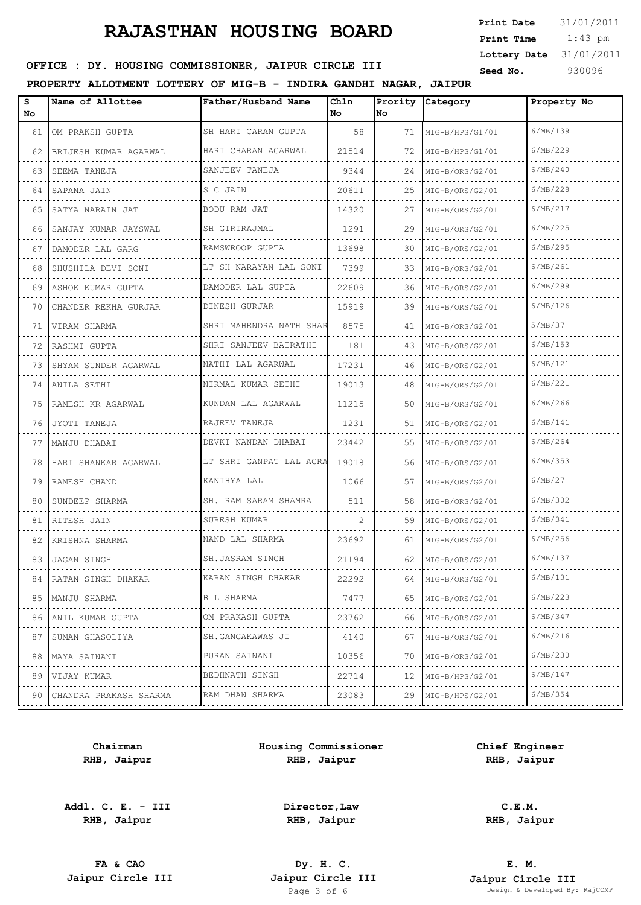# RAJASTHAN HOUSING BOARD

**Print Date** 31/01/2011
**Print Time** 1:43 pm
**Lottery Date** 31/01/2011
**Seed No.** 930096

**OFFICE : DY. HOUSING COMMISSIONER, JAIPUR CIRCLE III**

**PROPERTY ALLOTMENT LOTTERY OF MIG-B - INDIRA GANDHI NAGAR, JAIPUR**

| S No | Name of Allottee | Father/Husband Name | Chln No | Prority No | Category | Property No |
|---|---|---|---|---|---|---|
| 61 | OM PRAKSH GUPTA | SH HARI CARAN GUPTA | 58 | 71 | MIG-B/HPS/G1/01 | 6/MB/139 |
| 62 | BRIJESH KUMAR AGARWAL | HARI CHARAN AGARWAL | 21514 | 72 | MIG-B/HPS/G1/01 | 6/MB/229 |
| 63 | SEEMA TANEJA | SANJEEV TANEJA | 9344 | 24 | MIG-B/ORS/G2/01 | 6/MB/240 |
| 64 | SAPANA JAIN | S C JAIN | 20611 | 25 | MIG-B/ORS/G2/01 | 6/MB/228 |
| 65 | SATYA NARAIN JAT | BODU RAM JAT | 14320 | 27 | MIG-B/ORS/G2/01 | 6/MB/217 |
| 66 | SANJAY KUMAR JAYSWAL | SH GIRIRAJMAL | 1291 | 29 | MIG-B/ORS/G2/01 | 6/MB/225 |
| 67 | DAMODER LAL GARG | RAMSWROOP GUPTA | 13698 | 30 | MIG-B/ORS/G2/01 | 6/MB/295 |
| 68 | SHUSHILA DEVI SONI | LT SH NARAYAN LAL SONI | 7399 | 33 | MIG-B/ORS/G2/01 | 6/MB/261 |
| 69 | ASHOK KUMAR GUPTA | DAMODER LAL GUPTA | 22609 | 36 | MIG-B/ORS/G2/01 | 6/MB/299 |
| 70 | CHANDER REKHA GURJAR | DINESH GURJAR | 15919 | 39 | MIG-B/ORS/G2/01 | 6/MB/126 |
| 71 | VIRAM SHARMA | SHRI MAHENDRA NATH SHAR | 8575 | 41 | MIG-B/ORS/G2/01 | 5/MB/37 |
| 72 | RASHMI GUPTA | SHRI SANJEEV BAIRATHI | 181 | 43 | MIG-B/ORS/G2/01 | 6/MB/153 |
| 73 | SHYAM SUNDER AGARWAL | NATHI LAL AGARWAL | 17231 | 46 | MIG-B/ORS/G2/01 | 6/MB/121 |
| 74 | ANILA SETHI | NIRMAL KUMAR SETHI | 19013 | 48 | MIG-B/ORS/G2/01 | 6/MB/221 |
| 75 | RAMESH KR AGARWAL | KUNDAN LAL AGARWAL | 11215 | 50 | MIG-B/ORS/G2/01 | 6/MB/266 |
| 76 | JYOTI TANEJA | RAJEEV TANEJA | 1231 | 51 | MIG-B/ORS/G2/01 | 6/MB/141 |
| 77 | MANJU DHABAI | DEVKI NANDAN DHABAI | 23442 | 55 | MIG-B/ORS/G2/01 | 6/MB/264 |
| 78 | HARI SHANKAR AGARWAL | LT SHRI GANPAT LAL AGRA | 19018 | 56 | MIG-B/ORS/G2/01 | 6/MB/353 |
| 79 | RAMESH CHAND | KANIHYA LAL | 1066 | 57 | MIG-B/ORS/G2/01 | 6/MB/27 |
| 80 | SUNDEEP SHARMA | SH. RAM SARAM SHAMRA | 511 | 58 | MIG-B/ORS/G2/01 | 6/MB/302 |
| 81 | RITESH JAIN | SURESH KUMAR | 2 | 59 | MIG-B/ORS/G2/01 | 6/MB/341 |
| 82 | KRISHNA SHARMA | NAND LAL SHARMA | 23692 | 61 | MIG-B/ORS/G2/01 | 6/MB/256 |
| 83 | JAGAN SINGH | SH.JASRAM SINGH | 21194 | 62 | MIG-B/ORS/G2/01 | 6/MB/137 |
| 84 | RATAN SINGH DHAKAR | KARAN SINGH DHAKAR | 22292 | 64 | MIG-B/ORS/G2/01 | 6/MB/131 |
| 85 | MANJU SHARMA | B L SHARMA | 7477 | 65 | MIG-B/ORS/G2/01 | 6/MB/223 |
| 86 | ANIL KUMAR GUPTA | OM PRAKASH GUPTA | 23762 | 66 | MIG-B/ORS/G2/01 | 6/MB/347 |
| 87 | SUMAN GHASOLIYA | SH.GANGAKAWAS JI | 4140 | 67 | MIG-B/ORS/G2/01 | 6/MB/216 |
| 88 | MAYA SAINANI | PURAN SAINANI | 10356 | 70 | MIG-B/ORS/G2/01 | 6/MB/230 |
| 89 | VIJAY KUMAR | BEDHNATH SINGH | 22714 | 12 | MIG-B/HPS/G2/01 | 6/MB/147 |
| 90 | CHANDRA PRAKASH SHARMA | RAM DHAN SHARMA | 23083 | 29 | MIG-B/HPS/G2/01 | 6/MB/354 |

**Chairman**
**RHB, Jaipur**

**Housing Commissioner**
**RHB, Jaipur**

**Chief Engineer**
**RHB, Jaipur**

**Addl. C. E. - III**
**RHB, Jaipur**

**Director,Law**
**RHB, Jaipur**

**C.E.M.**
**RHB, Jaipur**

**FA & CAO**
**Jaipur Circle III**

**Dy. H. C.**
**Jaipur Circle III**

**E. M.**
**Jaipur Circle III**

Design & Developed By: RajCOMP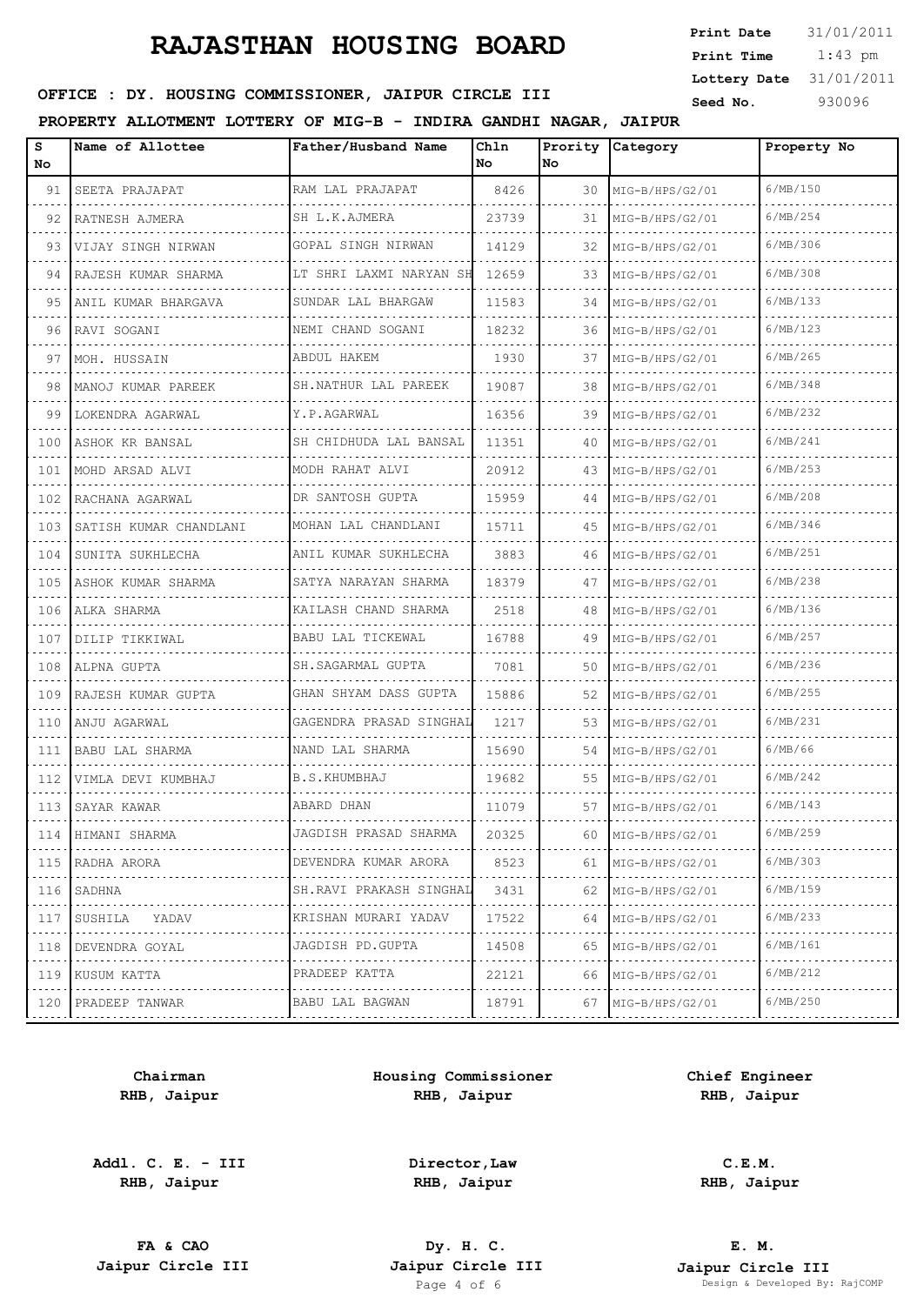# RAJASTHAN HOUSING BOARD

**Print Date** 31/01/2011
**Print Time** 1:43 pm
**Lottery Date** 31/01/2011
**Seed No.** 930096

**OFFICE : DY. HOUSING COMMISSIONER, JAIPUR CIRCLE III**

**PROPERTY ALLOTMENT LOTTERY OF MIG-B - INDIRA GANDHI NAGAR, JAIPUR**

| S No | Name of Allottee | Father/Husband Name | Chln No | Prority No | Category | Property No |
|---|---|---|---|---|---|---|
| 91 | SEETA PRAJAPAT | RAM LAL PRAJAPAT | 8426 | 30 | MIG-B/HPS/G2/01 | 6/MB/150 |
| 92 | RATNESH AJMERA | SH L.K.AJMERA | 23739 | 31 | MIG-B/HPS/G2/01 | 6/MB/254 |
| 93 | VIJAY SINGH NIRWAN | GOPAL SINGH NIRWAN | 14129 | 32 | MIG-B/HPS/G2/01 | 6/MB/306 |
| 94 | RAJESH KUMAR SHARMA | LT SHRI LAXMI NARYAN SH | 12659 | 33 | MIG-B/HPS/G2/01 | 6/MB/308 |
| 95 | ANIL KUMAR BHARGAVA | SUNDAR LAL BHARGAW | 11583 | 34 | MIG-B/HPS/G2/01 | 6/MB/133 |
| 96 | RAVI SOGANI | NEMI CHAND SOGANI | 18232 | 36 | MIG-B/HPS/G2/01 | 6/MB/123 |
| 97 | MOH. HUSSAIN | ABDUL HAKEM | 1930 | 37 | MIG-B/HPS/G2/01 | 6/MB/265 |
| 98 | MANOJ KUMAR PAREEK | SH.NATHUR LAL PAREEK | 19087 | 38 | MIG-B/HPS/G2/01 | 6/MB/348 |
| 99 | LOKENDRA AGARWAL | Y.P.AGARWAL | 16356 | 39 | MIG-B/HPS/G2/01 | 6/MB/232 |
| 100 | ASHOK KR BANSAL | SH CHIDHUDA LAL BANSAL | 11351 | 40 | MIG-B/HPS/G2/01 | 6/MB/241 |
| 101 | MOHD ARSAD ALVI | MODH RAHAT ALVI | 20912 | 43 | MIG-B/HPS/G2/01 | 6/MB/253 |
| 102 | RACHANA AGARWAL | DR SANTOSH GUPTA | 15959 | 44 | MIG-B/HPS/G2/01 | 6/MB/208 |
| 103 | SATISH KUMAR CHANDLANI | MOHAN LAL CHANDLANI | 15711 | 45 | MIG-B/HPS/G2/01 | 6/MB/346 |
| 104 | SUNITA SUKHLECHA | ANIL KUMAR SUKHLECHA | 3883 | 46 | MIG-B/HPS/G2/01 | 6/MB/251 |
| 105 | ASHOK KUMAR SHARMA | SATYA NARAYAN SHARMA | 18379 | 47 | MIG-B/HPS/G2/01 | 6/MB/238 |
| 106 | ALKA SHARMA | KAILASH CHAND SHARMA | 2518 | 48 | MIG-B/HPS/G2/01 | 6/MB/136 |
| 107 | DILIP TIKKIWAL | BABU LAL TICKEWAL | 16788 | 49 | MIG-B/HPS/G2/01 | 6/MB/257 |
| 108 | ALPNA GUPTA | SH.SAGARMAL GUPTA | 7081 | 50 | MIG-B/HPS/G2/01 | 6/MB/236 |
| 109 | RAJESH KUMAR GUPTA | GHAN SHYAM DASS GUPTA | 15886 | 52 | MIG-B/HPS/G2/01 | 6/MB/255 |
| 110 | ANJU AGARWAL | GAGENDRA PRASAD SINGHAL | 1217 | 53 | MIG-B/HPS/G2/01 | 6/MB/231 |
| 111 | BABU LAL SHARMA | NAND LAL SHARMA | 15690 | 54 | MIG-B/HPS/G2/01 | 6/MB/66 |
| 112 | VIMLA DEVI KUMBHAJ | B.S.KHUMBHAJ | 19682 | 55 | MIG-B/HPS/G2/01 | 6/MB/242 |
| 113 | SAYAR KAWAR | ABARD DHAN | 11079 | 57 | MIG-B/HPS/G2/01 | 6/MB/143 |
| 114 | HIMANI SHARMA | JAGDISH PRASAD SHARMA | 20325 | 60 | MIG-B/HPS/G2/01 | 6/MB/259 |
| 115 | RADHA ARORA | DEVENDRA KUMAR ARORA | 8523 | 61 | MIG-B/HPS/G2/01 | 6/MB/303 |
| 116 | SADHNA | SH.RAVI PRAKASH SINGHAL | 3431 | 62 | MIG-B/HPS/G2/01 | 6/MB/159 |
| 117 | SUSHILA YADAV | KRISHAN MURARI YADAV | 17522 | 64 | MIG-B/HPS/G2/01 | 6/MB/233 |
| 118 | DEVENDRA GOYAL | JAGDISH PD.GUPTA | 14508 | 65 | MIG-B/HPS/G2/01 | 6/MB/161 |
| 119 | KUSUM KATTA | PRADEEP KATTA | 22121 | 66 | MIG-B/HPS/G2/01 | 6/MB/212 |
| 120 | PRADEEP TANWAR | BABU LAL BAGWAN | 18791 | 67 | MIG-B/HPS/G2/01 | 6/MB/250 |

| | | |
|---|---|---|
| **Chairman**<br>**RHB, Jaipur** | **Housing Commissioner**<br>**RHB, Jaipur** | **Chief Engineer**<br>**RHB, Jaipur** |
| **Addl. C. E. - III**<br>**RHB, Jaipur** | **Director,Law**<br>**RHB, Jaipur** | **C.E.M.**<br>**RHB, Jaipur** |
| **FA & CAO**<br>**Jaipur Circle III** | **Dy. H. C.**<br>**Jaipur Circle III** | **E. M.**<br>**Jaipur Circle III** |

Design & Developed By: RajCOMP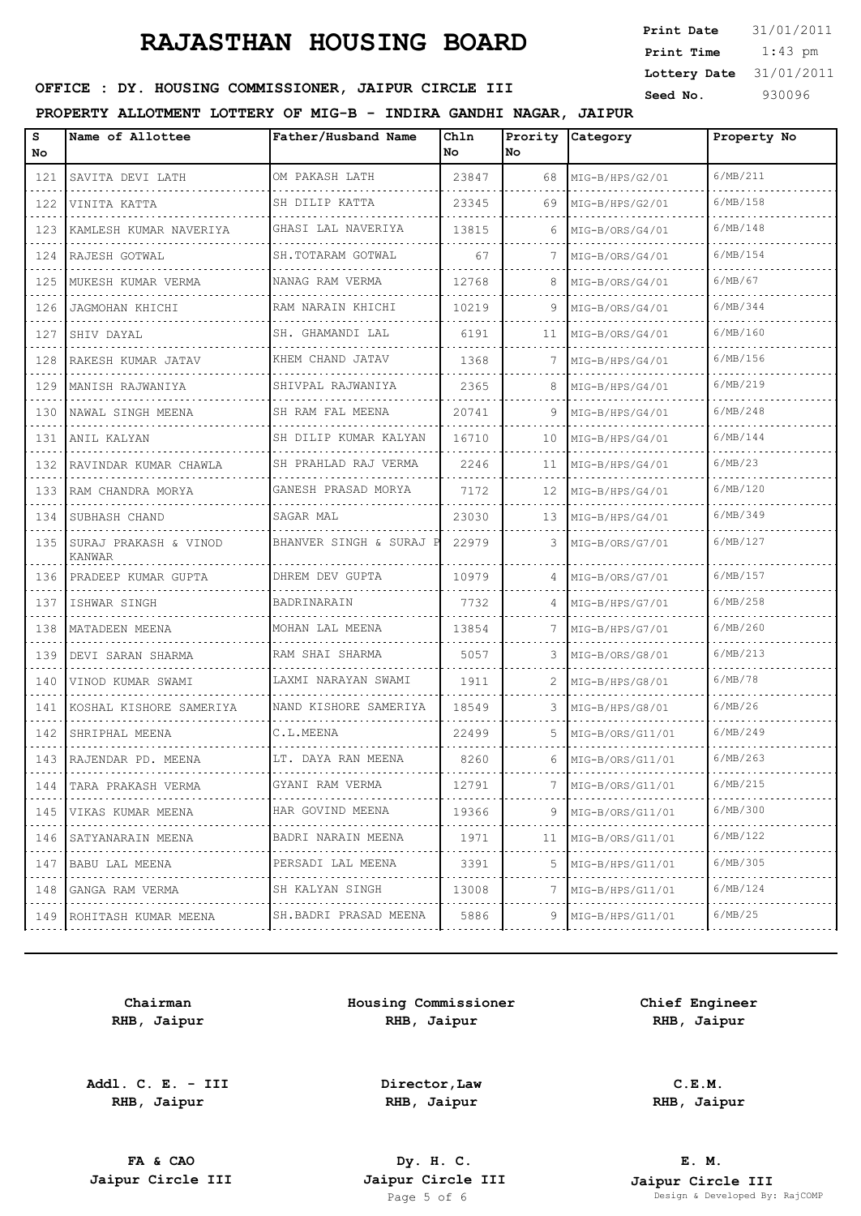# RAJASTHAN HOUSING BOARD

**Print Date** 31/01/2011
**Print Time** 1:43 pm
**Lottery Date** 31/01/2011
**Seed No.** 930096

**OFFICE : DY. HOUSING COMMISSIONER, JAIPUR CIRCLE III**

**PROPERTY ALLOTMENT LOTTERY OF MIG-B - INDIRA GANDHI NAGAR, JAIPUR**

| S No | Name of Allottee | Father/Husband Name | Chln No | Prority No | Category | Property No |
|---|---|---|---|---|---|---|
| 121 | SAVITA DEVI LATH | OM PAKASH LATH | 23847 | 68 | MIG-B/HPS/G2/01 | 6/MB/211 |
| 122 | VINITA KATTA | SH DILIP KATTA | 23345 | 69 | MIG-B/HPS/G2/01 | 6/MB/158 |
| 123 | KAMLESH KUMAR NAVERIYA | GHASI LAL NAVERIYA | 13815 | 6 | MIG-B/ORS/G4/01 | 6/MB/148 |
| 124 | RAJESH GOTWAL | SH.TOTARAM GOTWAL | 67 | 7 | MIG-B/ORS/G4/01 | 6/MB/154 |
| 125 | MUKESH KUMAR VERMA | NANAG RAM VERMA | 12768 | 8 | MIG-B/ORS/G4/01 | 6/MB/67 |
| 126 | JAGMOHAN KHICHI | RAM NARAIN KHICHI | 10219 | 9 | MIG-B/ORS/G4/01 | 6/MB/344 |
| 127 | SHIV DAYAL | SH. GHAMANDI LAL | 6191 | 11 | MIG-B/ORS/G4/01 | 6/MB/160 |
| 128 | RAKESH KUMAR JATAV | KHEM CHAND JATAV | 1368 | 7 | MIG-B/HPS/G4/01 | 6/MB/156 |
| 129 | MANISH RAJWANIYA | SHIVPAL RAJWANIYA | 2365 | 8 | MIG-B/HPS/G4/01 | 6/MB/219 |
| 130 | NAWAL SINGH MEENA | SH RAM FAL MEENA | 20741 | 9 | MIG-B/HPS/G4/01 | 6/MB/248 |
| 131 | ANIL KALYAN | SH DILIP KUMAR KALYAN | 16710 | 10 | MIG-B/HPS/G4/01 | 6/MB/144 |
| 132 | RAVINDAR KUMAR CHAWLA | SH PRAHLAD RAJ VERMA | 2246 | 11 | MIG-B/HPS/G4/01 | 6/MB/23 |
| 133 | RAM CHANDRA MORYA | GANESH PRASAD MORYA | 7172 | 12 | MIG-B/HPS/G4/01 | 6/MB/120 |
| 134 | SUBHASH CHAND | SAGAR MAL | 23030 | 13 | MIG-B/HPS/G4/01 | 6/MB/349 |
| 135 | SURAJ PRAKASH & VINOD KANWAR | BHANVER SINGH & SURAJ P | 22979 | 3 | MIG-B/ORS/G7/01 | 6/MB/127 |
| 136 | PRADEEP KUMAR GUPTA | DHREM DEV GUPTA | 10979 | 4 | MIG-B/ORS/G7/01 | 6/MB/157 |
| 137 | ISHWAR SINGH | BADRINARAIN | 7732 | 4 | MIG-B/HPS/G7/01 | 6/MB/258 |
| 138 | MATADEEN MEENA | MOHAN LAL MEENA | 13854 | 7 | MIG-B/HPS/G7/01 | 6/MB/260 |
| 139 | DEVI SARAN SHARMA | RAM SHAI SHARMA | 5057 | 3 | MIG-B/ORS/G8/01 | 6/MB/213 |
| 140 | VINOD KUMAR SWAMI | LAXMI NARAYAN SWAMI | 1911 | 2 | MIG-B/HPS/G8/01 | 6/MB/78 |
| 141 | KOSHAL KISHORE SAMERIYA | NAND KISHORE SAMERIYA | 18549 | 3 | MIG-B/HPS/G8/01 | 6/MB/26 |
| 142 | SHRIPHAL MEENA | C.L.MEENA | 22499 | 5 | MIG-B/ORS/G11/01 | 6/MB/249 |
| 143 | RAJENDAR PD. MEENA | LT. DAYA RAN MEENA | 8260 | 6 | MIG-B/ORS/G11/01 | 6/MB/263 |
| 144 | TARA PRAKASH VERMA | GYANI RAM VERMA | 12791 | 7 | MIG-B/ORS/G11/01 | 6/MB/215 |
| 145 | VIKAS KUMAR MEENA | HAR GOVIND MEENA | 19366 | 9 | MIG-B/ORS/G11/01 | 6/MB/300 |
| 146 | SATYANARAIN MEENA | BADRI NARAIN MEENA | 1971 | 11 | MIG-B/ORS/G11/01 | 6/MB/122 |
| 147 | BABU LAL MEENA | PERSADI LAL MEENA | 3391 | 5 | MIG-B/HPS/G11/01 | 6/MB/305 |
| 148 | GANGA RAM VERMA | SH KALYAN SINGH | 13008 | 7 | MIG-B/HPS/G11/01 | 6/MB/124 |
| 149 | ROHITASH KUMAR MEENA | SH.BADRI PRASAD MEENA | 5886 | 9 | MIG-B/HPS/G11/01 | 6/MB/25 |

**Chairman**
**RHB, Jaipur**

**Housing Commissioner**
**RHB, Jaipur**

**Chief Engineer**
**RHB, Jaipur**

**Addl. C. E. - III**
**RHB, Jaipur**

**Director,Law**
**RHB, Jaipur**

**C.E.M.**
**RHB, Jaipur**

**FA & CAO**
**Jaipur Circle III**

**Dy. H. C.**
**Jaipur Circle III**

**E. M.**
**Jaipur Circle III**

Design & Developed By: RajCOMP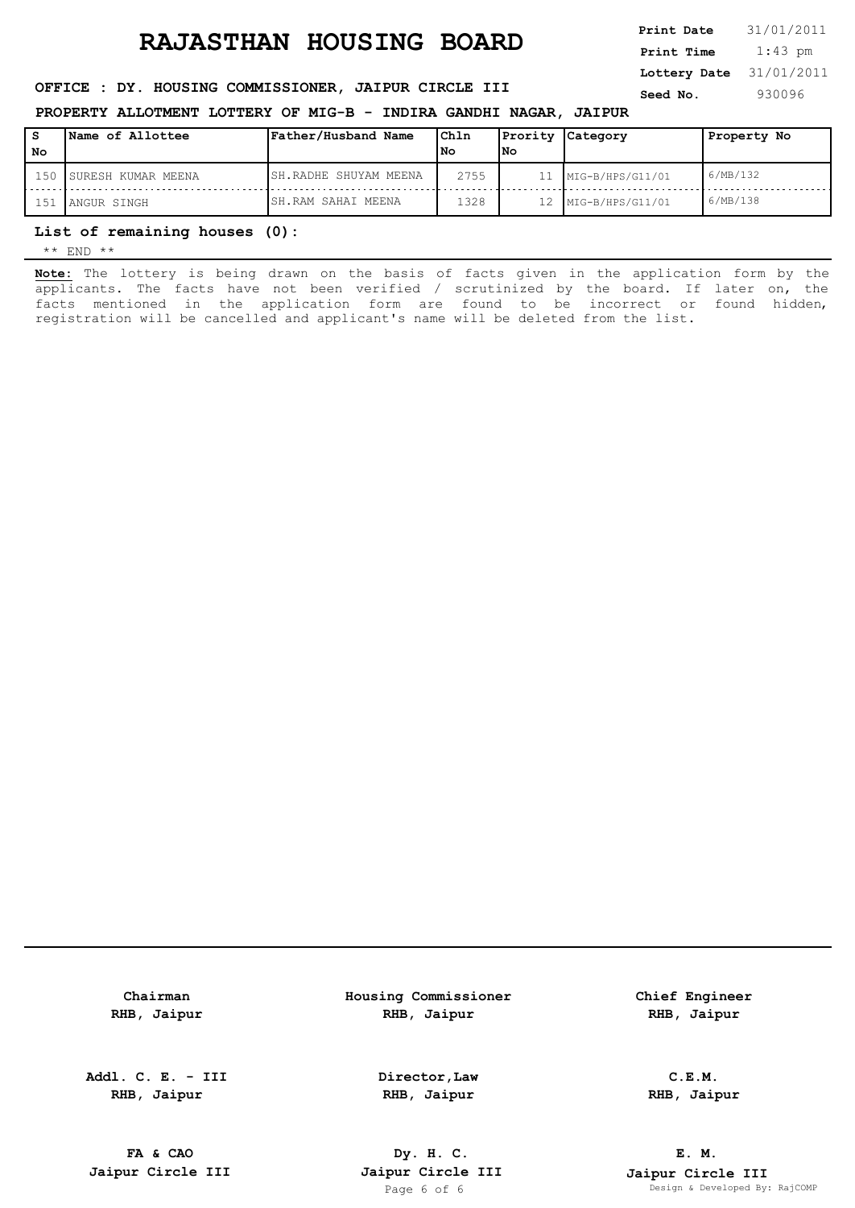# RAJASTHAN HOUSING BOARD

**Print Date** 31/01/2011
**Print Time** 1:43 pm
**Lottery Date** 31/01/2011
**Seed No.** 930096

**OFFICE : DY. HOUSING COMMISSIONER, JAIPUR CIRCLE III**

**PROPERTY ALLOTMENT LOTTERY OF MIG-B - INDIRA GANDHI NAGAR, JAIPUR**

| S No | Name of Allottee | Father/Husband Name | Chln No | Prority No | Category | Property No |
|---|---|---|---|---|---|---|
| 150 | SURESH KUMAR MEENA | SH.RADHE SHUYAM MEENA | 2755 | 11 | MIG-B/HPS/G11/01 | 6/MB/132 |
| 151 | ANGUR SINGH | SH.RAM SAHAI MEENA | 1328 | 12 | MIG-B/HPS/G11/01 | 6/MB/138 |

**List of remaining houses (0):**

** END **

**Note:** The lottery is being drawn on the basis of facts given in the application form by the applicants. The facts have not been verified / scrutinized by the board. If later on, the facts mentioned in the application form are found to be incorrect or found hidden, registration will be cancelled and applicant's name will be deleted from the list.

| | | |
|---|---|---|
| **Chairman** **RHB, Jaipur** | **Housing Commissioner** **RHB, Jaipur** | **Chief Engineer** **RHB, Jaipur** |
| **Addl. C. E. - III** **RHB, Jaipur** | **Director,Law** **RHB, Jaipur** | **C.E.M.** **RHB, Jaipur** |
| **FA & CAO** **Jaipur Circle III** | **Dy. H. C.** **Jaipur Circle III** | **E. M.** **Jaipur Circle III** |

Design & Developed By: RajCOMP